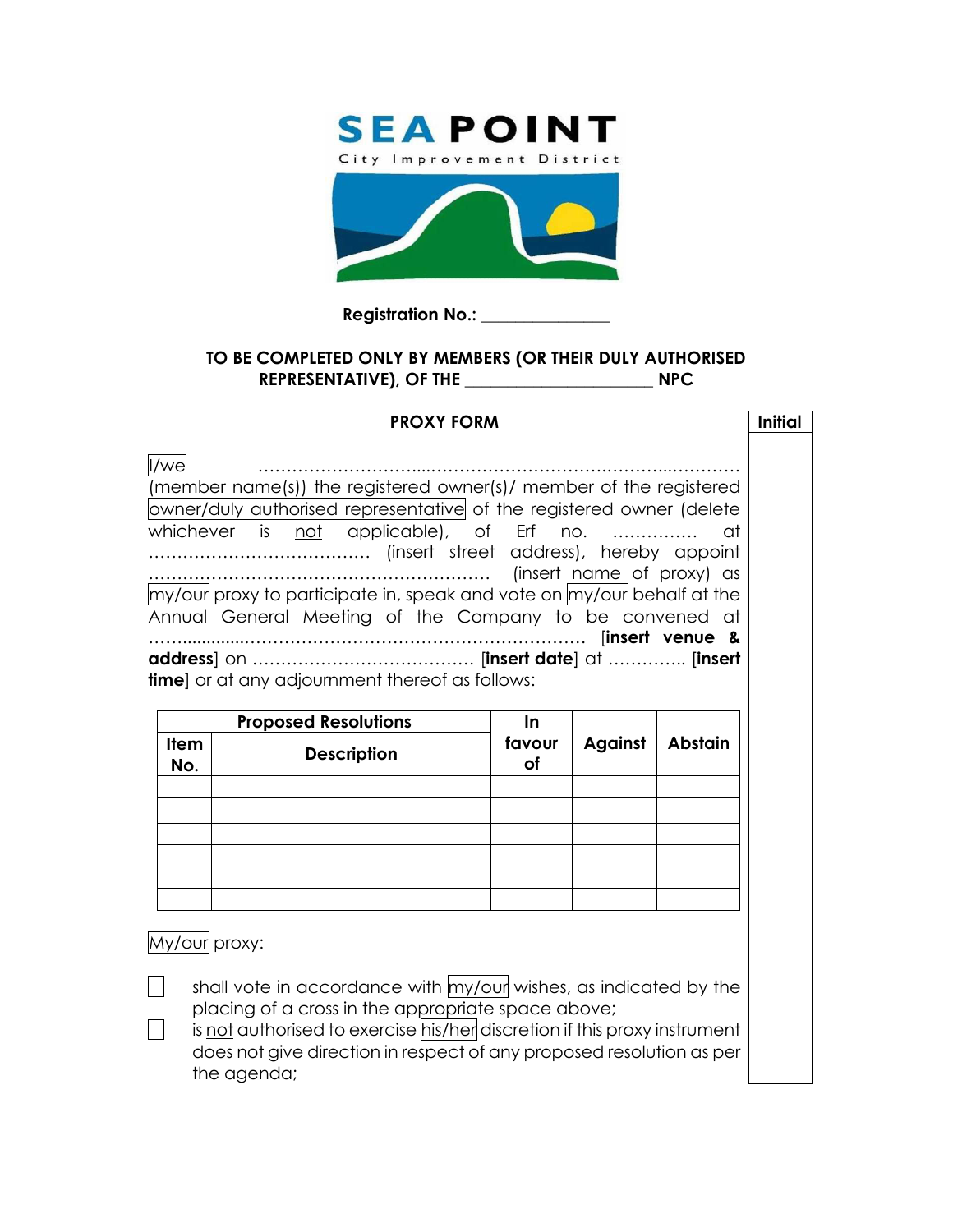**SEA POINT**
City Improvement District

**Registration No.:** _______________

**TO BE COMPLETED ONLY BY MEMBERS (OR THEIR DULY AUTHORISED REPRESENTATIVE), OF THE _____________________ NPC**

**PROXY FORM**

**Initial**

I/we …………………………...…………………………….………...………… (member name(s)) the registered owner(s)/ member of the registered owner/duly authorised representative of the registered owner (delete whichever is not applicable), of Erf no. …………… at ………………………………… (insert street address), hereby appoint ……………………………………………………… (insert name of proxy) as my/our proxy to participate in, speak and vote on my/our behalf at the Annual General Meeting of the Company to be convened at ……...........…………………………………………………… [**insert venue & address**] on ………………………………… [**insert date**] at ………….. [**insert time**] or at any adjournment thereof as follows:

| Proposed Resolutions | | In favour of | Against | Abstain |
|---|---|---|---|---|
| **Item No.** | **Description** | | | |
| | | | | |
| | | | | |
| | | | | |
| | | | | |
| | | | | |
| | | | | |

My/our proxy:

- ☐ shall vote in accordance with my/our wishes, as indicated by the placing of a cross in the appropriate space above;
- ☐ is not authorised to exercise his/her discretion if this proxy instrument does not give direction in respect of any proposed resolution as per the agenda;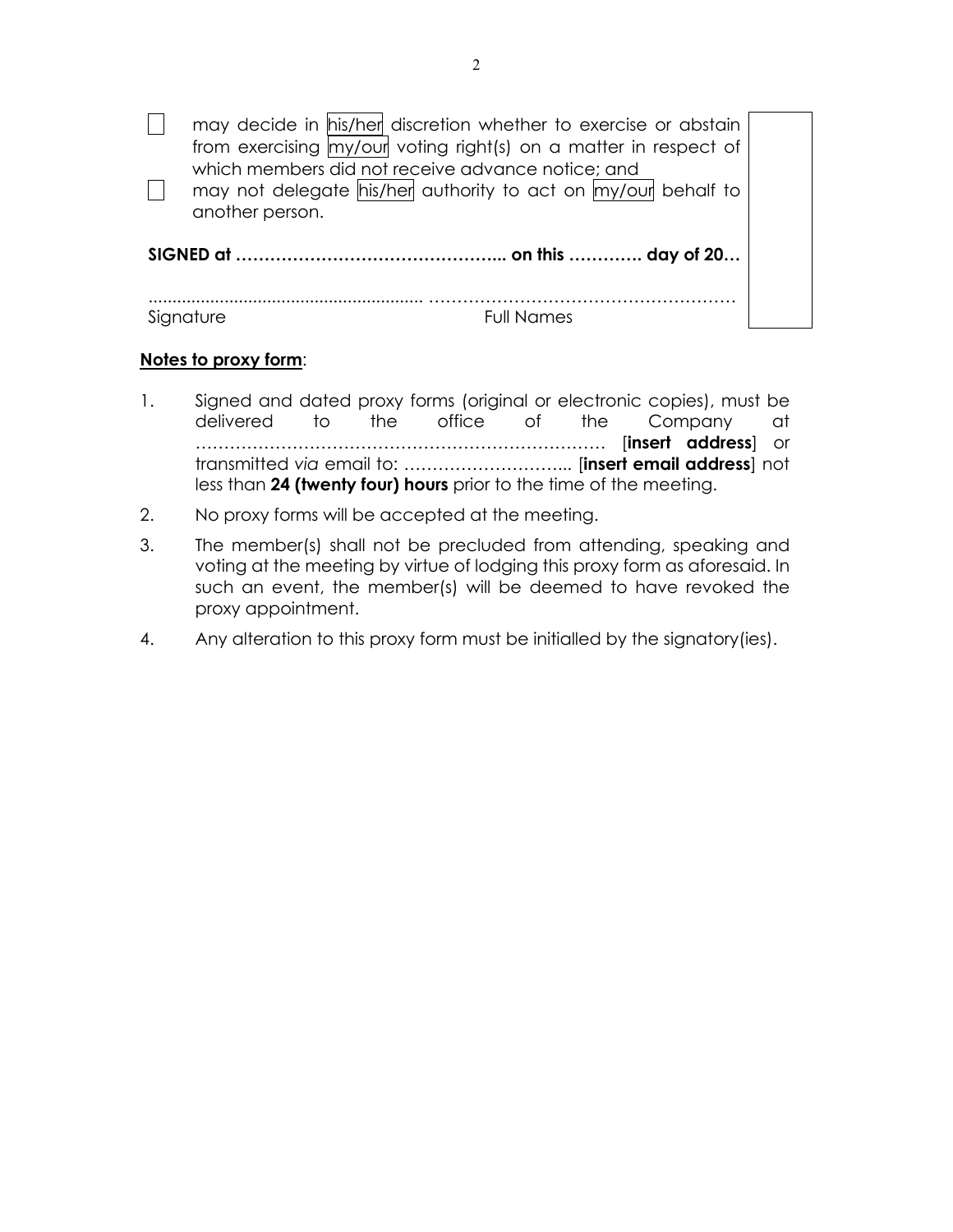☐ may decide in his/her discretion whether to exercise or abstain from exercising my/our voting right(s) on a matter in respect of which members did not receive advance notice; and

☐ may not delegate his/her authority to act on my/our behalf to another person.

**SIGNED at ……………………………………….. on this …………. day of 20…**

.......................................................... ………………………………………………

Signature Full Names

**Notes to proxy form**:

1. Signed and dated proxy forms (original or electronic copies), must be delivered to the office of the Company at ……………………………………………………………… [**insert address**] or transmitted *via* email to: ……………………….. [**insert email address**] not less than **24 (twenty four) hours** prior to the time of the meeting.
2. No proxy forms will be accepted at the meeting.
3. The member(s) shall not be precluded from attending, speaking and voting at the meeting by virtue of lodging this proxy form as aforesaid. In such an event, the member(s) will be deemed to have revoked the proxy appointment.
4. Any alteration to this proxy form must be initialled by the signatory(ies).